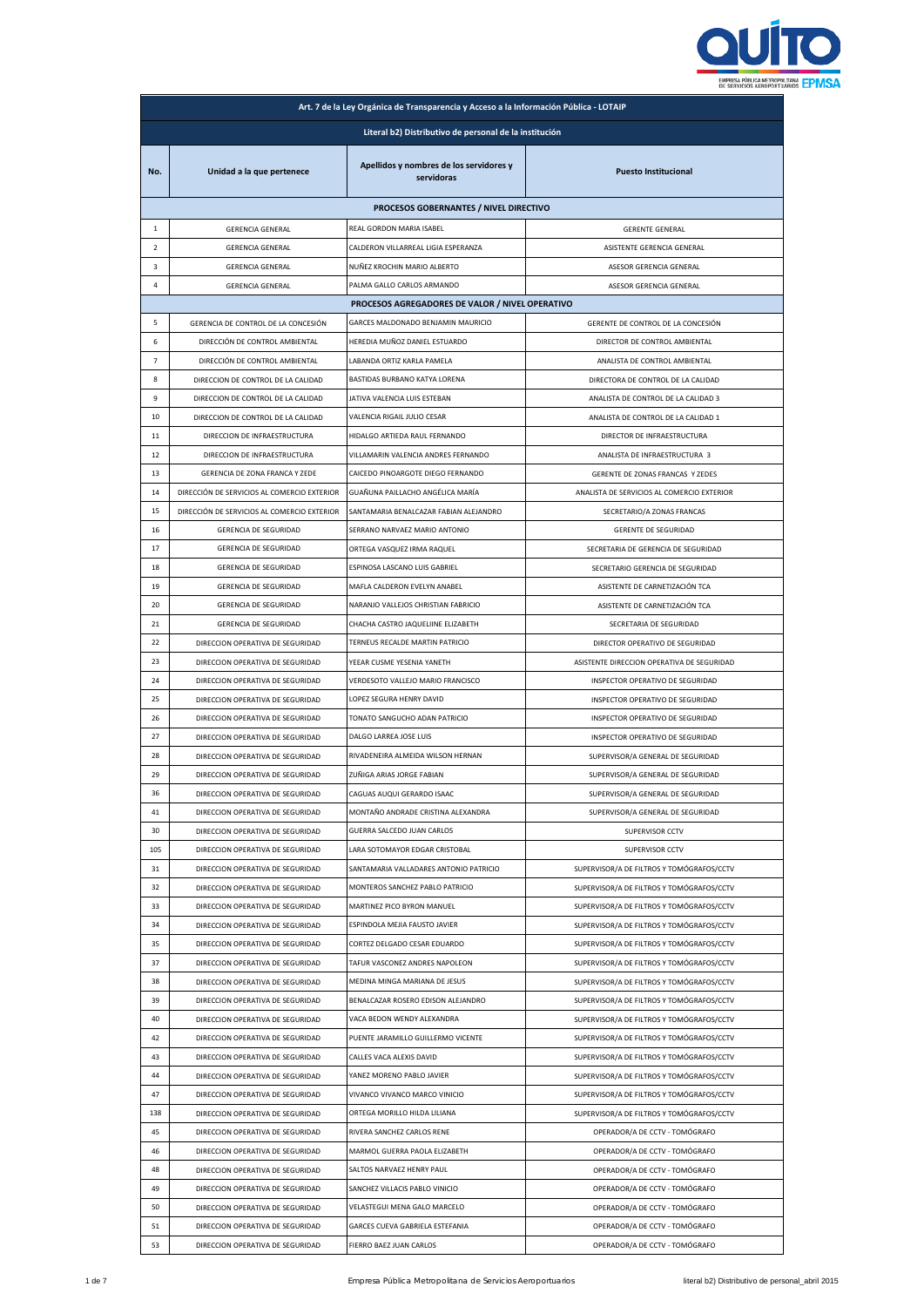| Art. 7 de la Ley Orgánica de Transparencia y Acceso a la Información Pública - LOTAIP | | | |
|---|---|---|---|
| Literal b2) Distributivo de personal de la institución | | | |
| **No.** | **Unidad a la que pertenece** | **Apellidos y nombres de los servidores y servidoras** | **Puesto Institucional** |
| **PROCESOS GOBERNANTES / NIVEL DIRECTIVO** | | | |
| 1 | GERENCIA GENERAL | REAL GORDON MARIA ISABEL | GERENTE GENERAL |
| 2 | GERENCIA GENERAL | CALDERON VILLARREAL LIGIA ESPERANZA | ASISTENTE GERENCIA GENERAL |
| 3 | GERENCIA GENERAL | NUÑEZ KROCHIN MARIO ALBERTO | ASESOR GERENCIA GENERAL |
| 4 | GERENCIA GENERAL | PALMA GALLO CARLOS ARMANDO | ASESOR GERENCIA GENERAL |
| **PROCESOS AGREGADORES DE VALOR / NIVEL OPERATIVO** | | | |
| 5 | GERENCIA DE CONTROL DE LA CONCESIÓN | GARCES MALDONADO BENJAMIN MAURICIO | GERENTE DE CONTROL DE LA CONCESIÓN |
| 6 | DIRECCIÓN DE CONTROL AMBIENTAL | HEREDIA MUÑOZ DANIEL ESTUARDO | DIRECTOR DE CONTROL AMBIENTAL |
| 7 | DIRECCIÓN DE CONTROL AMBIENTAL | LABANDA ORTIZ KARLA PAMELA | ANALISTA DE CONTROL AMBIENTAL |
| 8 | DIRECCION DE CONTROL DE LA CALIDAD | BASTIDAS BURBANO KATYA LORENA | DIRECTORA DE CONTROL DE LA CALIDAD |
| 9 | DIRECCION DE CONTROL DE LA CALIDAD | JATIVA VALENCIA LUIS ESTEBAN | ANALISTA DE CONTROL DE LA CALIDAD 3 |
| 10 | DIRECCION DE CONTROL DE LA CALIDAD | VALENCIA RIGAIL JULIO CESAR | ANALISTA DE CONTROL DE LA CALIDAD 1 |
| 11 | DIRECCION DE INFRAESTRUCTURA | HIDALGO ARTIEDA RAUL FERNANDO | DIRECTOR DE INFRAESTRUCTURA |
| 12 | DIRECCION DE INFRAESTRUCTURA | VILLAMARIN VALENCIA ANDRES FERNANDO | ANALISTA DE INFRAESTRUCTURA 3 |
| 13 | GERENCIA DE ZONA FRANCA Y ZEDE | CAICEDO PINOARGOTE DIEGO FERNANDO | GERENTE DE ZONAS FRANCAS Y ZEDES |
| 14 | DIRECCIÓN DE SERVICIOS AL COMERCIO EXTERIOR | GUAÑUNA PAILLACHO ANGÉLICA MARÍA | ANALISTA DE SERVICIOS AL COMERCIO EXTERIOR |
| 15 | DIRECCIÓN DE SERVICIOS AL COMERCIO EXTERIOR | SANTAMARIA BENALCAZAR FABIAN ALEJANDRO | SECRETARIO/A ZONAS FRANCAS |
| 16 | GERENCIA DE SEGURIDAD | SERRANO NARVAEZ MARIO ANTONIO | GERENTE DE SEGURIDAD |
| 17 | GERENCIA DE SEGURIDAD | ORTEGA VASQUEZ IRMA RAQUEL | SECRETARIA DE GERENCIA DE SEGURIDAD |
| 18 | GERENCIA DE SEGURIDAD | ESPINOSA LASCANO LUIS GABRIEL | SECRETARIO GERENCIA DE SEGURIDAD |
| 19 | GERENCIA DE SEGURIDAD | MAFLA CALDERON EVELYN ANABEL | ASISTENTE DE CARNETIZACIÓN TCA |
| 20 | GERENCIA DE SEGURIDAD | NARANJO VALLEJOS CHRISTIAN FABRICIO | ASISTENTE DE CARNETIZACIÓN TCA |
| 21 | GERENCIA DE SEGURIDAD | CHACHA CASTRO JAQUELIINE ELIZABETH | SECRETARIA DE SEGURIDAD |
| 22 | DIRECCION OPERATIVA DE SEGURIDAD | TERNEUS RECALDE MARTIN PATRICIO | DIRECTOR OPERATIVO DE SEGURIDAD |
| 23 | DIRECCION OPERATIVA DE SEGURIDAD | YEEAR CUSME YESENIA YANETH | ASISTENTE DIRECCION OPERATIVA DE SEGURIDAD |
| 24 | DIRECCION OPERATIVA DE SEGURIDAD | VERDESOTO VALLEJO MARIO FRANCISCO | INSPECTOR OPERATIVO DE SEGURIDAD |
| 25 | DIRECCION OPERATIVA DE SEGURIDAD | LOPEZ SEGURA HENRY DAVID | INSPECTOR OPERATIVO DE SEGURIDAD |
| 26 | DIRECCION OPERATIVA DE SEGURIDAD | TONATO SANGUCHO ADAN PATRICIO | INSPECTOR OPERATIVO DE SEGURIDAD |
| 27 | DIRECCION OPERATIVA DE SEGURIDAD | DALGO LARREA JOSE LUIS | INSPECTOR OPERATIVO DE SEGURIDAD |
| 28 | DIRECCION OPERATIVA DE SEGURIDAD | RIVADENEIRA ALMEIDA WILSON HERNAN | SUPERVISOR/A GENERAL DE SEGURIDAD |
| 29 | DIRECCION OPERATIVA DE SEGURIDAD | ZUÑIGA ARIAS JORGE FABIAN | SUPERVISOR/A GENERAL DE SEGURIDAD |
| 36 | DIRECCION OPERATIVA DE SEGURIDAD | CAGUAS AUQUI GERARDO ISAAC | SUPERVISOR/A GENERAL DE SEGURIDAD |
| 41 | DIRECCION OPERATIVA DE SEGURIDAD | MONTAÑO ANDRADE CRISTINA ALEXANDRA | SUPERVISOR/A GENERAL DE SEGURIDAD |
| 30 | DIRECCION OPERATIVA DE SEGURIDAD | GUERRA SALCEDO JUAN CARLOS | SUPERVISOR CCTV |
| 105 | DIRECCION OPERATIVA DE SEGURIDAD | LARA SOTOMAYOR EDGAR CRISTOBAL | SUPERVISOR CCTV |
| 31 | DIRECCION OPERATIVA DE SEGURIDAD | SANTAMARIA VALLADARES ANTONIO PATRICIO | SUPERVISOR/A DE FILTROS Y TOMÓGRAFOS/CCTV |
| 32 | DIRECCION OPERATIVA DE SEGURIDAD | MONTEROS SANCHEZ PABLO PATRICIO | SUPERVISOR/A DE FILTROS Y TOMÓGRAFOS/CCTV |
| 33 | DIRECCION OPERATIVA DE SEGURIDAD | MARTINEZ PICO BYRON MANUEL | SUPERVISOR/A DE FILTROS Y TOMÓGRAFOS/CCTV |
| 34 | DIRECCION OPERATIVA DE SEGURIDAD | ESPINDOLA MEJIA FAUSTO JAVIER | SUPERVISOR/A DE FILTROS Y TOMÓGRAFOS/CCTV |
| 35 | DIRECCION OPERATIVA DE SEGURIDAD | CORTEZ DELGADO CESAR EDUARDO | SUPERVISOR/A DE FILTROS Y TOMÓGRAFOS/CCTV |
| 37 | DIRECCION OPERATIVA DE SEGURIDAD | TAFUR VASCONEZ ANDRES NAPOLEON | SUPERVISOR/A DE FILTROS Y TOMÓGRAFOS/CCTV |
| 38 | DIRECCION OPERATIVA DE SEGURIDAD | MEDINA MINGA MARIANA DE JESUS | SUPERVISOR/A DE FILTROS Y TOMÓGRAFOS/CCTV |
| 39 | DIRECCION OPERATIVA DE SEGURIDAD | BENALCAZAR ROSERO EDISON ALEJANDRO | SUPERVISOR/A DE FILTROS Y TOMÓGRAFOS/CCTV |
| 40 | DIRECCION OPERATIVA DE SEGURIDAD | VACA BEDON WENDY ALEXANDRA | SUPERVISOR/A DE FILTROS Y TOMÓGRAFOS/CCTV |
| 42 | DIRECCION OPERATIVA DE SEGURIDAD | PUENTE JARAMILLO GUILLERMO VICENTE | SUPERVISOR/A DE FILTROS Y TOMÓGRAFOS/CCTV |
| 43 | DIRECCION OPERATIVA DE SEGURIDAD | CALLES VACA ALEXIS DAVID | SUPERVISOR/A DE FILTROS Y TOMÓGRAFOS/CCTV |
| 44 | DIRECCION OPERATIVA DE SEGURIDAD | YANEZ MORENO PABLO JAVIER | SUPERVISOR/A DE FILTROS Y TOMÓGRAFOS/CCTV |
| 47 | DIRECCION OPERATIVA DE SEGURIDAD | VIVANCO VIVANCO MARCO VINICIO | SUPERVISOR/A DE FILTROS Y TOMÓGRAFOS/CCTV |
| 138 | DIRECCION OPERATIVA DE SEGURIDAD | ORTEGA MORILLO HILDA LILIANA | SUPERVISOR/A DE FILTROS Y TOMÓGRAFOS/CCTV |
| 45 | DIRECCION OPERATIVA DE SEGURIDAD | RIVERA SANCHEZ CARLOS RENE | OPERADOR/A DE CCTV - TOMÓGRAFO |
| 46 | DIRECCION OPERATIVA DE SEGURIDAD | MARMOL GUERRA PAOLA ELIZABETH | OPERADOR/A DE CCTV - TOMÓGRAFO |
| 48 | DIRECCION OPERATIVA DE SEGURIDAD | SALTOS NARVAEZ HENRY PAUL | OPERADOR/A DE CCTV - TOMÓGRAFO |
| 49 | DIRECCION OPERATIVA DE SEGURIDAD | SANCHEZ VILLACIS PABLO VINICIO | OPERADOR/A DE CCTV - TOMÓGRAFO |
| 50 | DIRECCION OPERATIVA DE SEGURIDAD | VELASTEGUI MENA GALO MARCELO | OPERADOR/A DE CCTV - TOMÓGRAFO |
| 51 | DIRECCION OPERATIVA DE SEGURIDAD | GARCES CUEVA GABRIELA ESTEFANIA | OPERADOR/A DE CCTV - TOMÓGRAFO |
| 53 | DIRECCION OPERATIVA DE SEGURIDAD | FIERRO BAEZ JUAN CARLOS | OPERADOR/A DE CCTV - TOMÓGRAFO |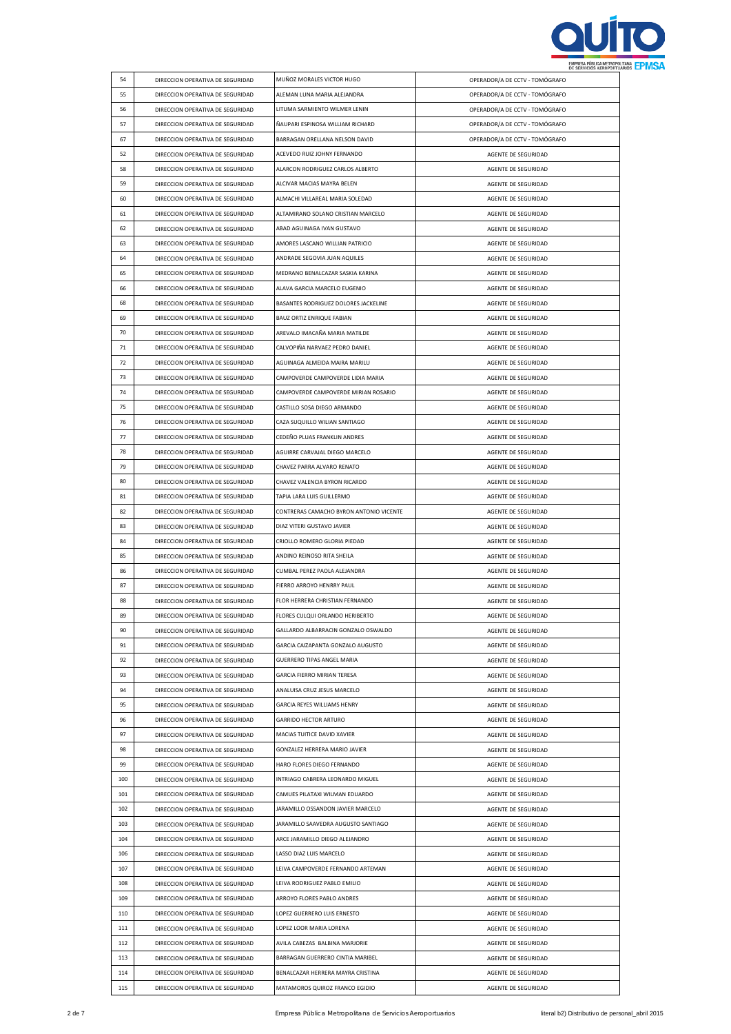| | | | |
|---|---|---|---|
| 54 | DIRECCION OPERATIVA DE SEGURIDAD | MUÑOZ MORALES VICTOR HUGO | OPERADOR/A DE CCTV - TOMÓGRAFO |
| 55 | DIRECCION OPERATIVA DE SEGURIDAD | ALEMAN LUNA MARIA ALEJANDRA | OPERADOR/A DE CCTV - TOMÓGRAFO |
| 56 | DIRECCION OPERATIVA DE SEGURIDAD | LITUMA SARMIENTO WILMER LENIN | OPERADOR/A DE CCTV - TOMÓGRAFO |
| 57 | DIRECCION OPERATIVA DE SEGURIDAD | ÑAUPARI ESPINOSA WILLIAM RICHARD | OPERADOR/A DE CCTV - TOMÓGRAFO |
| 67 | DIRECCION OPERATIVA DE SEGURIDAD | BARRAGAN ORELLANA NELSON DAVID | OPERADOR/A DE CCTV - TOMÓGRAFO |
| 52 | DIRECCION OPERATIVA DE SEGURIDAD | ACEVEDO RUIZ JOHNY FERNANDO | AGENTE DE SEGURIDAD |
| 58 | DIRECCION OPERATIVA DE SEGURIDAD | ALARCON RODRIGUEZ CARLOS ALBERTO | AGENTE DE SEGURIDAD |
| 59 | DIRECCION OPERATIVA DE SEGURIDAD | ALCIVAR MACIAS MAYRA BELEN | AGENTE DE SEGURIDAD |
| 60 | DIRECCION OPERATIVA DE SEGURIDAD | ALMACHI VILLAREAL MARIA SOLEDAD | AGENTE DE SEGURIDAD |
| 61 | DIRECCION OPERATIVA DE SEGURIDAD | ALTAMIRANO SOLANO CRISTIAN MARCELO | AGENTE DE SEGURIDAD |
| 62 | DIRECCION OPERATIVA DE SEGURIDAD | ABAD AGUINAGA IVAN GUSTAVO | AGENTE DE SEGURIDAD |
| 63 | DIRECCION OPERATIVA DE SEGURIDAD | AMORES LASCANO WILLIAN PATRICIO | AGENTE DE SEGURIDAD |
| 64 | DIRECCION OPERATIVA DE SEGURIDAD | ANDRADE SEGOVIA JUAN AQUILES | AGENTE DE SEGURIDAD |
| 65 | DIRECCION OPERATIVA DE SEGURIDAD | MEDRANO BENALCAZAR SASKIA KARINA | AGENTE DE SEGURIDAD |
| 66 | DIRECCION OPERATIVA DE SEGURIDAD | ALAVA GARCIA MARCELO EUGENIO | AGENTE DE SEGURIDAD |
| 68 | DIRECCION OPERATIVA DE SEGURIDAD | BASANTES RODRIGUEZ DOLORES JACKELINE | AGENTE DE SEGURIDAD |
| 69 | DIRECCION OPERATIVA DE SEGURIDAD | BAUZ ORTIZ ENRIQUE FABIAN | AGENTE DE SEGURIDAD |
| 70 | DIRECCION OPERATIVA DE SEGURIDAD | AREVALO IMACAÑA MARIA MATILDE | AGENTE DE SEGURIDAD |
| 71 | DIRECCION OPERATIVA DE SEGURIDAD | CALVOPIÑA NARVAEZ PEDRO DANIEL | AGENTE DE SEGURIDAD |
| 72 | DIRECCION OPERATIVA DE SEGURIDAD | AGUINAGA ALMEIDA MAIRA MARILU | AGENTE DE SEGURIDAD |
| 73 | DIRECCION OPERATIVA DE SEGURIDAD | CAMPOVERDE CAMPOVERDE LIDIA MARIA | AGENTE DE SEGURIDAD |
| 74 | DIRECCION OPERATIVA DE SEGURIDAD | CAMPOVERDE CAMPOVERDE MIRIAN ROSARIO | AGENTE DE SEGURIDAD |
| 75 | DIRECCION OPERATIVA DE SEGURIDAD | CASTILLO SOSA DIEGO ARMANDO | AGENTE DE SEGURIDAD |
| 76 | DIRECCION OPERATIVA DE SEGURIDAD | CAZA SUQUILLO WILIAN SANTIAGO | AGENTE DE SEGURIDAD |
| 77 | DIRECCION OPERATIVA DE SEGURIDAD | CEDEÑO PLUAS FRANKLIN ANDRES | AGENTE DE SEGURIDAD |
| 78 | DIRECCION OPERATIVA DE SEGURIDAD | AGUIRRE CARVAJAL DIEGO MARCELO | AGENTE DE SEGURIDAD |
| 79 | DIRECCION OPERATIVA DE SEGURIDAD | CHAVEZ PARRA ALVARO RENATO | AGENTE DE SEGURIDAD |
| 80 | DIRECCION OPERATIVA DE SEGURIDAD | CHAVEZ VALENCIA BYRON RICARDO | AGENTE DE SEGURIDAD |
| 81 | DIRECCION OPERATIVA DE SEGURIDAD | TAPIA LARA LUIS GUILLERMO | AGENTE DE SEGURIDAD |
| 82 | DIRECCION OPERATIVA DE SEGURIDAD | CONTRERAS CAMACHO BYRON ANTONIO VICENTE | AGENTE DE SEGURIDAD |
| 83 | DIRECCION OPERATIVA DE SEGURIDAD | DIAZ VITERI GUSTAVO JAVIER | AGENTE DE SEGURIDAD |
| 84 | DIRECCION OPERATIVA DE SEGURIDAD | CRIOLLO ROMERO GLORIA PIEDAD | AGENTE DE SEGURIDAD |
| 85 | DIRECCION OPERATIVA DE SEGURIDAD | ANDINO REINOSO RITA SHEILA | AGENTE DE SEGURIDAD |
| 86 | DIRECCION OPERATIVA DE SEGURIDAD | CUMBAL PEREZ PAOLA ALEJANDRA | AGENTE DE SEGURIDAD |
| 87 | DIRECCION OPERATIVA DE SEGURIDAD | FIERRO ARROYO HENRRY PAUL | AGENTE DE SEGURIDAD |
| 88 | DIRECCION OPERATIVA DE SEGURIDAD | FLOR HERRERA CHRISTIAN FERNANDO | AGENTE DE SEGURIDAD |
| 89 | DIRECCION OPERATIVA DE SEGURIDAD | FLORES CULQUI ORLANDO HERIBERTO | AGENTE DE SEGURIDAD |
| 90 | DIRECCION OPERATIVA DE SEGURIDAD | GALLARDO ALBARRACIN GONZALO OSWALDO | AGENTE DE SEGURIDAD |
| 91 | DIRECCION OPERATIVA DE SEGURIDAD | GARCIA CAIZAPANTA GONZALO AUGUSTO | AGENTE DE SEGURIDAD |
| 92 | DIRECCION OPERATIVA DE SEGURIDAD | GUERRERO TIPAS ANGEL MARIA | AGENTE DE SEGURIDAD |
| 93 | DIRECCION OPERATIVA DE SEGURIDAD | GARCIA FIERRO MIRIAN TERESA | AGENTE DE SEGURIDAD |
| 94 | DIRECCION OPERATIVA DE SEGURIDAD | ANALUISA CRUZ JESUS MARCELO | AGENTE DE SEGURIDAD |
| 95 | DIRECCION OPERATIVA DE SEGURIDAD | GARCIA REYES WILLIAMS HENRY | AGENTE DE SEGURIDAD |
| 96 | DIRECCION OPERATIVA DE SEGURIDAD | GARRIDO HECTOR ARTURO | AGENTE DE SEGURIDAD |
| 97 | DIRECCION OPERATIVA DE SEGURIDAD | MACIAS TUITICE DAVID XAVIER | AGENTE DE SEGURIDAD |
| 98 | DIRECCION OPERATIVA DE SEGURIDAD | GONZALEZ HERRERA MARIO JAVIER | AGENTE DE SEGURIDAD |
| 99 | DIRECCION OPERATIVA DE SEGURIDAD | HARO FLORES DIEGO FERNANDO | AGENTE DE SEGURIDAD |
| 100 | DIRECCION OPERATIVA DE SEGURIDAD | INTRIAGO CABRERA LEONARDO MIGUEL | AGENTE DE SEGURIDAD |
| 101 | DIRECCION OPERATIVA DE SEGURIDAD | CAMUES PILATAXI WILMAN EDUARDO | AGENTE DE SEGURIDAD |
| 102 | DIRECCION OPERATIVA DE SEGURIDAD | JARAMILLO OSSANDON JAVIER MARCELO | AGENTE DE SEGURIDAD |
| 103 | DIRECCION OPERATIVA DE SEGURIDAD | JARAMILLO SAAVEDRA AUGUSTO SANTIAGO | AGENTE DE SEGURIDAD |
| 104 | DIRECCION OPERATIVA DE SEGURIDAD | ARCE JARAMILLO DIEGO ALEJANDRO | AGENTE DE SEGURIDAD |
| 106 | DIRECCION OPERATIVA DE SEGURIDAD | LASSO DIAZ LUIS MARCELO | AGENTE DE SEGURIDAD |
| 107 | DIRECCION OPERATIVA DE SEGURIDAD | LEIVA CAMPOVERDE FERNANDO ARTEMAN | AGENTE DE SEGURIDAD |
| 108 | DIRECCION OPERATIVA DE SEGURIDAD | LEIVA RODRIGUEZ PABLO EMILIO | AGENTE DE SEGURIDAD |
| 109 | DIRECCION OPERATIVA DE SEGURIDAD | ARROYO FLORES PABLO ANDRES | AGENTE DE SEGURIDAD |
| 110 | DIRECCION OPERATIVA DE SEGURIDAD | LOPEZ GUERRERO LUIS ERNESTO | AGENTE DE SEGURIDAD |
| 111 | DIRECCION OPERATIVA DE SEGURIDAD | LOPEZ LOOR MARIA LORENA | AGENTE DE SEGURIDAD |
| 112 | DIRECCION OPERATIVA DE SEGURIDAD | AVILA CABEZAS BALBINA MARJORIE | AGENTE DE SEGURIDAD |
| 113 | DIRECCION OPERATIVA DE SEGURIDAD | BARRAGAN GUERRERO CINTIA MARIBEL | AGENTE DE SEGURIDAD |
| 114 | DIRECCION OPERATIVA DE SEGURIDAD | BENALCAZAR HERRERA MAYRA CRISTINA | AGENTE DE SEGURIDAD |
| 115 | DIRECCION OPERATIVA DE SEGURIDAD | MATAMOROS QUIROZ FRANCO EGIDIO | AGENTE DE SEGURIDAD |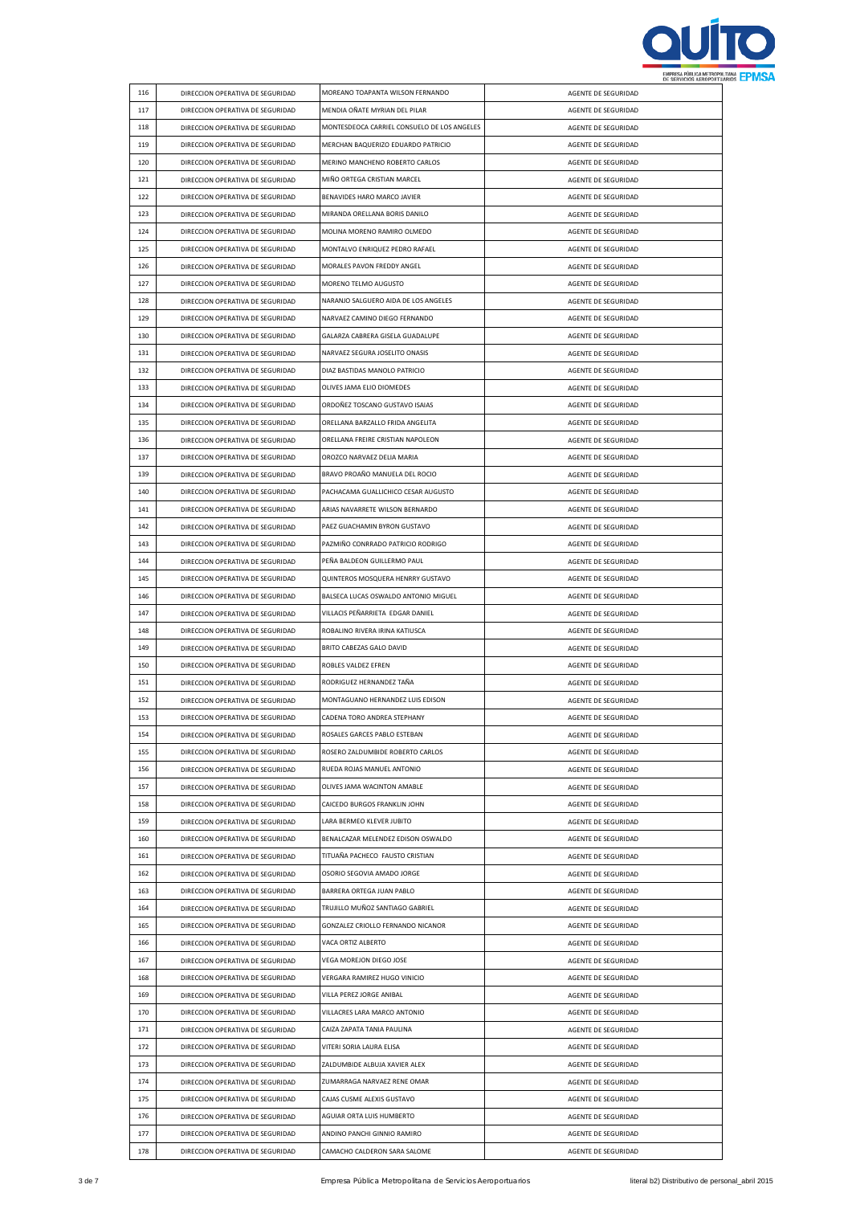| | | | |
|---|---|---|---|
| 116 | DIRECCION OPERATIVA DE SEGURIDAD | MOREANO TOAPANTA WILSON FERNANDO | AGENTE DE SEGURIDAD |
| 117 | DIRECCION OPERATIVA DE SEGURIDAD | MENDIA OÑATE MYRIAN DEL PILAR | AGENTE DE SEGURIDAD |
| 118 | DIRECCION OPERATIVA DE SEGURIDAD | MONTESDEOCA CARRIEL CONSUELO DE LOS ANGELES | AGENTE DE SEGURIDAD |
| 119 | DIRECCION OPERATIVA DE SEGURIDAD | MERCHAN BAQUERIZO EDUARDO PATRICIO | AGENTE DE SEGURIDAD |
| 120 | DIRECCION OPERATIVA DE SEGURIDAD | MERINO MANCHENO ROBERTO CARLOS | AGENTE DE SEGURIDAD |
| 121 | DIRECCION OPERATIVA DE SEGURIDAD | MIÑO ORTEGA CRISTIAN MARCEL | AGENTE DE SEGURIDAD |
| 122 | DIRECCION OPERATIVA DE SEGURIDAD | BENAVIDES HARO MARCO JAVIER | AGENTE DE SEGURIDAD |
| 123 | DIRECCION OPERATIVA DE SEGURIDAD | MIRANDA ORELLANA BORIS DANILO | AGENTE DE SEGURIDAD |
| 124 | DIRECCION OPERATIVA DE SEGURIDAD | MOLINA MORENO RAMIRO OLMEDO | AGENTE DE SEGURIDAD |
| 125 | DIRECCION OPERATIVA DE SEGURIDAD | MONTALVO ENRIQUEZ PEDRO RAFAEL | AGENTE DE SEGURIDAD |
| 126 | DIRECCION OPERATIVA DE SEGURIDAD | MORALES PAVON FREDDY ANGEL | AGENTE DE SEGURIDAD |
| 127 | DIRECCION OPERATIVA DE SEGURIDAD | MORENO TELMO AUGUSTO | AGENTE DE SEGURIDAD |
| 128 | DIRECCION OPERATIVA DE SEGURIDAD | NARANJO SALGUERO AIDA DE LOS ANGELES | AGENTE DE SEGURIDAD |
| 129 | DIRECCION OPERATIVA DE SEGURIDAD | NARVAEZ CAMINO DIEGO FERNANDO | AGENTE DE SEGURIDAD |
| 130 | DIRECCION OPERATIVA DE SEGURIDAD | GALARZA CABRERA GISELA GUADALUPE | AGENTE DE SEGURIDAD |
| 131 | DIRECCION OPERATIVA DE SEGURIDAD | NARVAEZ SEGURA JOSELITO ONASIS | AGENTE DE SEGURIDAD |
| 132 | DIRECCION OPERATIVA DE SEGURIDAD | DIAZ BASTIDAS MANOLO PATRICIO | AGENTE DE SEGURIDAD |
| 133 | DIRECCION OPERATIVA DE SEGURIDAD | OLIVES JAMA ELIO DIOMEDES | AGENTE DE SEGURIDAD |
| 134 | DIRECCION OPERATIVA DE SEGURIDAD | ORDOÑEZ TOSCANO GUSTAVO ISAIAS | AGENTE DE SEGURIDAD |
| 135 | DIRECCION OPERATIVA DE SEGURIDAD | ORELLANA BARZALLO FRIDA ANGELITA | AGENTE DE SEGURIDAD |
| 136 | DIRECCION OPERATIVA DE SEGURIDAD | ORELLANA FREIRE CRISTIAN NAPOLEON | AGENTE DE SEGURIDAD |
| 137 | DIRECCION OPERATIVA DE SEGURIDAD | OROZCO NARVAEZ DELIA MARIA | AGENTE DE SEGURIDAD |
| 139 | DIRECCION OPERATIVA DE SEGURIDAD | BRAVO PROAÑO MANUELA DEL ROCIO | AGENTE DE SEGURIDAD |
| 140 | DIRECCION OPERATIVA DE SEGURIDAD | PACHACAMA GUALLICHICO CESAR AUGUSTO | AGENTE DE SEGURIDAD |
| 141 | DIRECCION OPERATIVA DE SEGURIDAD | ARIAS NAVARRETE WILSON BERNARDO | AGENTE DE SEGURIDAD |
| 142 | DIRECCION OPERATIVA DE SEGURIDAD | PAEZ GUACHAMIN BYRON GUSTAVO | AGENTE DE SEGURIDAD |
| 143 | DIRECCION OPERATIVA DE SEGURIDAD | PAZMIÑO CONRRADO PATRICIO RODRIGO | AGENTE DE SEGURIDAD |
| 144 | DIRECCION OPERATIVA DE SEGURIDAD | PEÑA BALDEON GUILLERMO PAUL | AGENTE DE SEGURIDAD |
| 145 | DIRECCION OPERATIVA DE SEGURIDAD | QUINTEROS MOSQUERA HENRRY GUSTAVO | AGENTE DE SEGURIDAD |
| 146 | DIRECCION OPERATIVA DE SEGURIDAD | BALSECA LUCAS OSWALDO ANTONIO MIGUEL | AGENTE DE SEGURIDAD |
| 147 | DIRECCION OPERATIVA DE SEGURIDAD | VILLACIS PEÑARRIETA EDGAR DANIEL | AGENTE DE SEGURIDAD |
| 148 | DIRECCION OPERATIVA DE SEGURIDAD | ROBALINO RIVERA IRINA KATIUSCA | AGENTE DE SEGURIDAD |
| 149 | DIRECCION OPERATIVA DE SEGURIDAD | BRITO CABEZAS GALO DAVID | AGENTE DE SEGURIDAD |
| 150 | DIRECCION OPERATIVA DE SEGURIDAD | ROBLES VALDEZ EFREN | AGENTE DE SEGURIDAD |
| 151 | DIRECCION OPERATIVA DE SEGURIDAD | RODRIGUEZ HERNANDEZ TAÑA | AGENTE DE SEGURIDAD |
| 152 | DIRECCION OPERATIVA DE SEGURIDAD | MONTAGUANO HERNANDEZ LUIS EDISON | AGENTE DE SEGURIDAD |
| 153 | DIRECCION OPERATIVA DE SEGURIDAD | CADENA TORO ANDREA STEPHANY | AGENTE DE SEGURIDAD |
| 154 | DIRECCION OPERATIVA DE SEGURIDAD | ROSALES GARCES PABLO ESTEBAN | AGENTE DE SEGURIDAD |
| 155 | DIRECCION OPERATIVA DE SEGURIDAD | ROSERO ZALDUMBIDE ROBERTO CARLOS | AGENTE DE SEGURIDAD |
| 156 | DIRECCION OPERATIVA DE SEGURIDAD | RUEDA ROJAS MANUEL ANTONIO | AGENTE DE SEGURIDAD |
| 157 | DIRECCION OPERATIVA DE SEGURIDAD | OLIVES JAMA WACINTON AMABLE | AGENTE DE SEGURIDAD |
| 158 | DIRECCION OPERATIVA DE SEGURIDAD | CAICEDO BURGOS FRANKLIN JOHN | AGENTE DE SEGURIDAD |
| 159 | DIRECCION OPERATIVA DE SEGURIDAD | LARA BERMEO KLEVER JUBITO | AGENTE DE SEGURIDAD |
| 160 | DIRECCION OPERATIVA DE SEGURIDAD | BENALCAZAR MELENDEZ EDISON OSWALDO | AGENTE DE SEGURIDAD |
| 161 | DIRECCION OPERATIVA DE SEGURIDAD | TITUAÑA PACHECO FAUSTO CRISTIAN | AGENTE DE SEGURIDAD |
| 162 | DIRECCION OPERATIVA DE SEGURIDAD | OSORIO SEGOVIA AMADO JORGE | AGENTE DE SEGURIDAD |
| 163 | DIRECCION OPERATIVA DE SEGURIDAD | BARRERA ORTEGA JUAN PABLO | AGENTE DE SEGURIDAD |
| 164 | DIRECCION OPERATIVA DE SEGURIDAD | TRUJILLO MUÑOZ SANTIAGO GABRIEL | AGENTE DE SEGURIDAD |
| 165 | DIRECCION OPERATIVA DE SEGURIDAD | GONZALEZ CRIOLLO FERNANDO NICANOR | AGENTE DE SEGURIDAD |
| 166 | DIRECCION OPERATIVA DE SEGURIDAD | VACA ORTIZ ALBERTO | AGENTE DE SEGURIDAD |
| 167 | DIRECCION OPERATIVA DE SEGURIDAD | VEGA MOREJON DIEGO JOSE | AGENTE DE SEGURIDAD |
| 168 | DIRECCION OPERATIVA DE SEGURIDAD | VERGARA RAMIREZ HUGO VINICIO | AGENTE DE SEGURIDAD |
| 169 | DIRECCION OPERATIVA DE SEGURIDAD | VILLA PEREZ JORGE ANIBAL | AGENTE DE SEGURIDAD |
| 170 | DIRECCION OPERATIVA DE SEGURIDAD | VILLACRES LARA MARCO ANTONIO | AGENTE DE SEGURIDAD |
| 171 | DIRECCION OPERATIVA DE SEGURIDAD | CAIZA ZAPATA TANIA PAULINA | AGENTE DE SEGURIDAD |
| 172 | DIRECCION OPERATIVA DE SEGURIDAD | VITERI SORIA LAURA ELISA | AGENTE DE SEGURIDAD |
| 173 | DIRECCION OPERATIVA DE SEGURIDAD | ZALDUMBIDE ALBUJA XAVIER ALEX | AGENTE DE SEGURIDAD |
| 174 | DIRECCION OPERATIVA DE SEGURIDAD | ZUMARRAGA NARVAEZ RENE OMAR | AGENTE DE SEGURIDAD |
| 175 | DIRECCION OPERATIVA DE SEGURIDAD | CAJAS CUSME ALEXIS GUSTAVO | AGENTE DE SEGURIDAD |
| 176 | DIRECCION OPERATIVA DE SEGURIDAD | AGUIAR ORTA LUIS HUMBERTO | AGENTE DE SEGURIDAD |
| 177 | DIRECCION OPERATIVA DE SEGURIDAD | ANDINO PANCHI GINNIO RAMIRO | AGENTE DE SEGURIDAD |
| 178 | DIRECCION OPERATIVA DE SEGURIDAD | CAMACHO CALDERON SARA SALOME | AGENTE DE SEGURIDAD |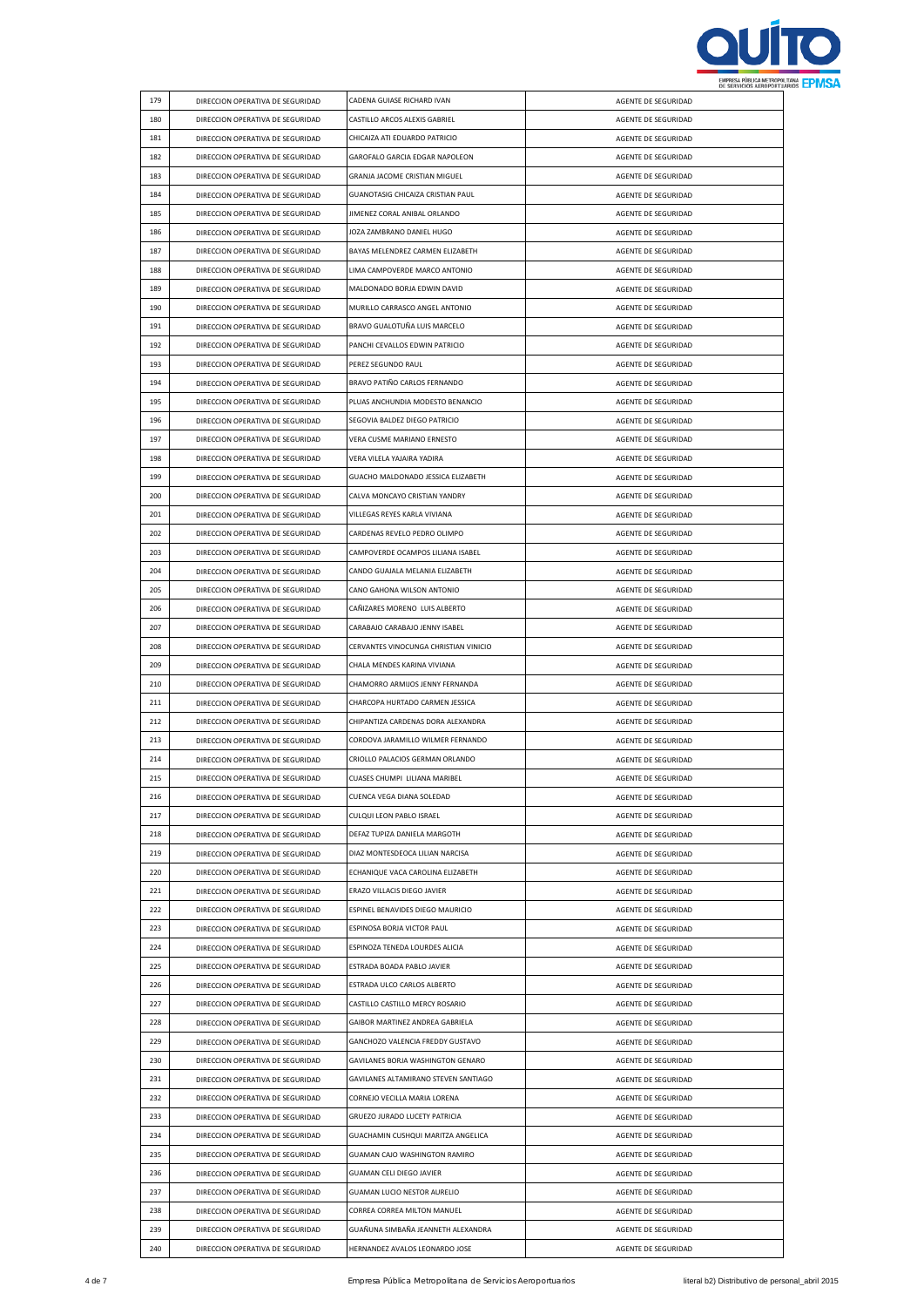| 179 | DIRECCION OPERATIVA DE SEGURIDAD | CADENA GUIASE RICHARD IVAN | AGENTE DE SEGURIDAD |
|---|---|---|---|
| 180 | DIRECCION OPERATIVA DE SEGURIDAD | CASTILLO ARCOS ALEXIS GABRIEL | AGENTE DE SEGURIDAD |
| 181 | DIRECCION OPERATIVA DE SEGURIDAD | CHICAIZA ATI EDUARDO PATRICIO | AGENTE DE SEGURIDAD |
| 182 | DIRECCION OPERATIVA DE SEGURIDAD | GAROFALO GARCIA EDGAR NAPOLEON | AGENTE DE SEGURIDAD |
| 183 | DIRECCION OPERATIVA DE SEGURIDAD | GRANJA JACOME CRISTIAN MIGUEL | AGENTE DE SEGURIDAD |
| 184 | DIRECCION OPERATIVA DE SEGURIDAD | GUANOTASIG CHICAIZA CRISTIAN PAUL | AGENTE DE SEGURIDAD |
| 185 | DIRECCION OPERATIVA DE SEGURIDAD | JIMENEZ CORAL ANIBAL ORLANDO | AGENTE DE SEGURIDAD |
| 186 | DIRECCION OPERATIVA DE SEGURIDAD | JOZA ZAMBRANO DANIEL HUGO | AGENTE DE SEGURIDAD |
| 187 | DIRECCION OPERATIVA DE SEGURIDAD | BAYAS MELENDREZ CARMEN ELIZABETH | AGENTE DE SEGURIDAD |
| 188 | DIRECCION OPERATIVA DE SEGURIDAD | LIMA CAMPOVERDE MARCO ANTONIO | AGENTE DE SEGURIDAD |
| 189 | DIRECCION OPERATIVA DE SEGURIDAD | MALDONADO BORJA EDWIN DAVID | AGENTE DE SEGURIDAD |
| 190 | DIRECCION OPERATIVA DE SEGURIDAD | MURILLO CARRASCO ANGEL ANTONIO | AGENTE DE SEGURIDAD |
| 191 | DIRECCION OPERATIVA DE SEGURIDAD | BRAVO GUALOTUÑA LUIS MARCELO | AGENTE DE SEGURIDAD |
| 192 | DIRECCION OPERATIVA DE SEGURIDAD | PANCHI CEVALLOS EDWIN PATRICIO | AGENTE DE SEGURIDAD |
| 193 | DIRECCION OPERATIVA DE SEGURIDAD | PEREZ SEGUNDO RAUL | AGENTE DE SEGURIDAD |
| 194 | DIRECCION OPERATIVA DE SEGURIDAD | BRAVO PATIÑO CARLOS FERNANDO | AGENTE DE SEGURIDAD |
| 195 | DIRECCION OPERATIVA DE SEGURIDAD | PLUAS ANCHUNDIA MODESTO BENANCIO | AGENTE DE SEGURIDAD |
| 196 | DIRECCION OPERATIVA DE SEGURIDAD | SEGOVIA BALDEZ DIEGO PATRICIO | AGENTE DE SEGURIDAD |
| 197 | DIRECCION OPERATIVA DE SEGURIDAD | VERA CUSME MARIANO ERNESTO | AGENTE DE SEGURIDAD |
| 198 | DIRECCION OPERATIVA DE SEGURIDAD | VERA VILELA YAJAIRA YADIRA | AGENTE DE SEGURIDAD |
| 199 | DIRECCION OPERATIVA DE SEGURIDAD | GUACHO MALDONADO JESSICA ELIZABETH | AGENTE DE SEGURIDAD |
| 200 | DIRECCION OPERATIVA DE SEGURIDAD | CALVA MONCAYO CRISTIAN YANDRY | AGENTE DE SEGURIDAD |
| 201 | DIRECCION OPERATIVA DE SEGURIDAD | VILLEGAS REYES KARLA VIVIANA | AGENTE DE SEGURIDAD |
| 202 | DIRECCION OPERATIVA DE SEGURIDAD | CARDENAS REVELO PEDRO OLIMPO | AGENTE DE SEGURIDAD |
| 203 | DIRECCION OPERATIVA DE SEGURIDAD | CAMPOVERDE OCAMPOS LILIANA ISABEL | AGENTE DE SEGURIDAD |
| 204 | DIRECCION OPERATIVA DE SEGURIDAD | CANDO GUAJALA MELANIA ELIZABETH | AGENTE DE SEGURIDAD |
| 205 | DIRECCION OPERATIVA DE SEGURIDAD | CANO GAHONA WILSON ANTONIO | AGENTE DE SEGURIDAD |
| 206 | DIRECCION OPERATIVA DE SEGURIDAD | CAÑIZARES MORENO LUIS ALBERTO | AGENTE DE SEGURIDAD |
| 207 | DIRECCION OPERATIVA DE SEGURIDAD | CARABAJO CARABAJO JENNY ISABEL | AGENTE DE SEGURIDAD |
| 208 | DIRECCION OPERATIVA DE SEGURIDAD | CERVANTES VINOCUNGA CHRISTIAN VINICIO | AGENTE DE SEGURIDAD |
| 209 | DIRECCION OPERATIVA DE SEGURIDAD | CHALA MENDES KARINA VIVIANA | AGENTE DE SEGURIDAD |
| 210 | DIRECCION OPERATIVA DE SEGURIDAD | CHAMORRO ARMIJOS JENNY FERNANDA | AGENTE DE SEGURIDAD |
| 211 | DIRECCION OPERATIVA DE SEGURIDAD | CHARCOPA HURTADO CARMEN JESSICA | AGENTE DE SEGURIDAD |
| 212 | DIRECCION OPERATIVA DE SEGURIDAD | CHIPANTIZA CARDENAS DORA ALEXANDRA | AGENTE DE SEGURIDAD |
| 213 | DIRECCION OPERATIVA DE SEGURIDAD | CORDOVA JARAMILLO WILMER FERNANDO | AGENTE DE SEGURIDAD |
| 214 | DIRECCION OPERATIVA DE SEGURIDAD | CRIOLLO PALACIOS GERMAN ORLANDO | AGENTE DE SEGURIDAD |
| 215 | DIRECCION OPERATIVA DE SEGURIDAD | CUASES CHUMPI LILIANA MARIBEL | AGENTE DE SEGURIDAD |
| 216 | DIRECCION OPERATIVA DE SEGURIDAD | CUENCA VEGA DIANA SOLEDAD | AGENTE DE SEGURIDAD |
| 217 | DIRECCION OPERATIVA DE SEGURIDAD | CULQUI LEON PABLO ISRAEL | AGENTE DE SEGURIDAD |
| 218 | DIRECCION OPERATIVA DE SEGURIDAD | DEFAZ TUPIZA DANIELA MARGOTH | AGENTE DE SEGURIDAD |
| 219 | DIRECCION OPERATIVA DE SEGURIDAD | DIAZ MONTESDEOCA LILIAN NARCISA | AGENTE DE SEGURIDAD |
| 220 | DIRECCION OPERATIVA DE SEGURIDAD | ECHANIQUE VACA CAROLINA ELIZABETH | AGENTE DE SEGURIDAD |
| 221 | DIRECCION OPERATIVA DE SEGURIDAD | ERAZO VILLACIS DIEGO JAVIER | AGENTE DE SEGURIDAD |
| 222 | DIRECCION OPERATIVA DE SEGURIDAD | ESPINEL BENAVIDES DIEGO MAURICIO | AGENTE DE SEGURIDAD |
| 223 | DIRECCION OPERATIVA DE SEGURIDAD | ESPINOSA BORJA VICTOR PAUL | AGENTE DE SEGURIDAD |
| 224 | DIRECCION OPERATIVA DE SEGURIDAD | ESPINOZA TENEDA LOURDES ALICIA | AGENTE DE SEGURIDAD |
| 225 | DIRECCION OPERATIVA DE SEGURIDAD | ESTRADA BOADA PABLO JAVIER | AGENTE DE SEGURIDAD |
| 226 | DIRECCION OPERATIVA DE SEGURIDAD | ESTRADA ULCO CARLOS ALBERTO | AGENTE DE SEGURIDAD |
| 227 | DIRECCION OPERATIVA DE SEGURIDAD | CASTILLO CASTILLO MERCY ROSARIO | AGENTE DE SEGURIDAD |
| 228 | DIRECCION OPERATIVA DE SEGURIDAD | GAIBOR MARTINEZ ANDREA GABRIELA | AGENTE DE SEGURIDAD |
| 229 | DIRECCION OPERATIVA DE SEGURIDAD | GANCHOZO VALENCIA FREDDY GUSTAVO | AGENTE DE SEGURIDAD |
| 230 | DIRECCION OPERATIVA DE SEGURIDAD | GAVILANES BORJA WASHINGTON GENARO | AGENTE DE SEGURIDAD |
| 231 | DIRECCION OPERATIVA DE SEGURIDAD | GAVILANES ALTAMIRANO STEVEN SANTIAGO | AGENTE DE SEGURIDAD |
| 232 | DIRECCION OPERATIVA DE SEGURIDAD | CORNEJO VECILLA MARIA LORENA | AGENTE DE SEGURIDAD |
| 233 | DIRECCION OPERATIVA DE SEGURIDAD | GRUEZO JURADO LUCETY PATRICIA | AGENTE DE SEGURIDAD |
| 234 | DIRECCION OPERATIVA DE SEGURIDAD | GUACHAMIN CUSHQUI MARITZA ANGELICA | AGENTE DE SEGURIDAD |
| 235 | DIRECCION OPERATIVA DE SEGURIDAD | GUAMAN CAJO WASHINGTON RAMIRO | AGENTE DE SEGURIDAD |
| 236 | DIRECCION OPERATIVA DE SEGURIDAD | GUAMAN CELI DIEGO JAVIER | AGENTE DE SEGURIDAD |
| 237 | DIRECCION OPERATIVA DE SEGURIDAD | GUAMAN LUCIO NESTOR AURELIO | AGENTE DE SEGURIDAD |
| 238 | DIRECCION OPERATIVA DE SEGURIDAD | CORREA CORREA MILTON MANUEL | AGENTE DE SEGURIDAD |
| 239 | DIRECCION OPERATIVA DE SEGURIDAD | GUAÑUNA SIMBAÑA JEANNETH ALEXANDRA | AGENTE DE SEGURIDAD |
| 240 | DIRECCION OPERATIVA DE SEGURIDAD | HERNANDEZ AVALOS LEONARDO JOSE | AGENTE DE SEGURIDAD |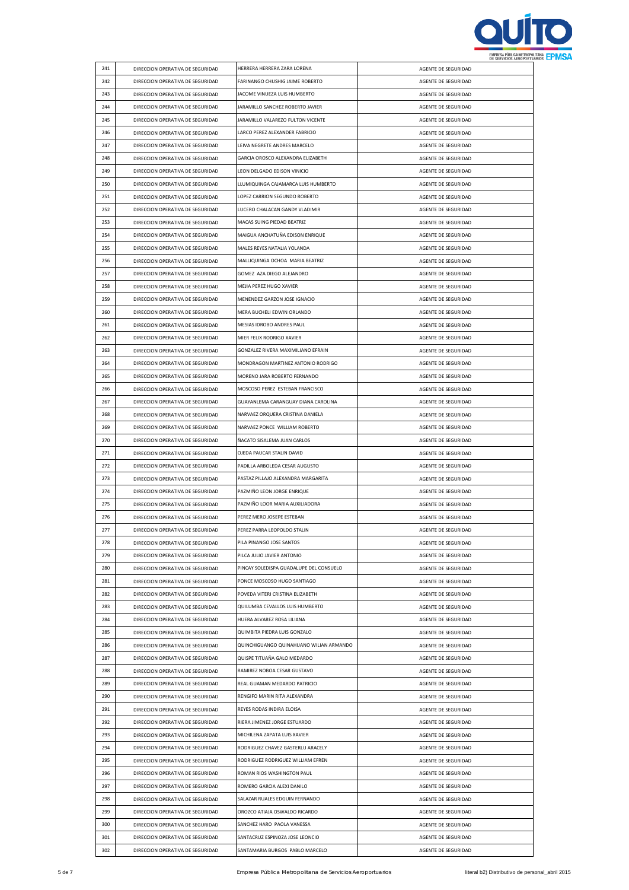| 241 | DIRECCION OPERATIVA DE SEGURIDAD | HERRERA HERRERA ZARA LORENA | AGENTE DE SEGURIDAD |
|---|---|---|---|
| 242 | DIRECCION OPERATIVA DE SEGURIDAD | FARINANGO CHUSHIG JAIME ROBERTO | AGENTE DE SEGURIDAD |
| 243 | DIRECCION OPERATIVA DE SEGURIDAD | JACOME VINUEZA LUIS HUMBERTO | AGENTE DE SEGURIDAD |
| 244 | DIRECCION OPERATIVA DE SEGURIDAD | JARAMILLO SANCHEZ ROBERTO JAVIER | AGENTE DE SEGURIDAD |
| 245 | DIRECCION OPERATIVA DE SEGURIDAD | JARAMILLO VALAREZO FULTON VICENTE | AGENTE DE SEGURIDAD |
| 246 | DIRECCION OPERATIVA DE SEGURIDAD | LARCO PEREZ ALEXANDER FABRICIO | AGENTE DE SEGURIDAD |
| 247 | DIRECCION OPERATIVA DE SEGURIDAD | LEIVA NEGRETE ANDRES MARCELO | AGENTE DE SEGURIDAD |
| 248 | DIRECCION OPERATIVA DE SEGURIDAD | GARCIA OROSCO ALEXANDRA ELIZABETH | AGENTE DE SEGURIDAD |
| 249 | DIRECCION OPERATIVA DE SEGURIDAD | LEON DELGADO EDISON VINICIO | AGENTE DE SEGURIDAD |
| 250 | DIRECCION OPERATIVA DE SEGURIDAD | LLUMIQUINGA CAJAMARCA LUIS HUMBERTO | AGENTE DE SEGURIDAD |
| 251 | DIRECCION OPERATIVA DE SEGURIDAD | LOPEZ CARRION SEGUNDO ROBERTO | AGENTE DE SEGURIDAD |
| 252 | DIRECCION OPERATIVA DE SEGURIDAD | LUCERO CHALACAN GANDY VLADIMIR | AGENTE DE SEGURIDAD |
| 253 | DIRECCION OPERATIVA DE SEGURIDAD | MACAS SUING PIEDAD BEATRIZ | AGENTE DE SEGURIDAD |
| 254 | DIRECCION OPERATIVA DE SEGURIDAD | MAIGUA ANCHATUÑA EDISON ENRIQUE | AGENTE DE SEGURIDAD |
| 255 | DIRECCION OPERATIVA DE SEGURIDAD | MALES REYES NATALIA YOLANDA | AGENTE DE SEGURIDAD |
| 256 | DIRECCION OPERATIVA DE SEGURIDAD | MALLIQUINGA OCHOA MARIA BEATRIZ | AGENTE DE SEGURIDAD |
| 257 | DIRECCION OPERATIVA DE SEGURIDAD | GOMEZ AZA DIEGO ALEJANDRO | AGENTE DE SEGURIDAD |
| 258 | DIRECCION OPERATIVA DE SEGURIDAD | MEJIA PEREZ HUGO XAVIER | AGENTE DE SEGURIDAD |
| 259 | DIRECCION OPERATIVA DE SEGURIDAD | MENENDEZ GARZON JOSE IGNACIO | AGENTE DE SEGURIDAD |
| 260 | DIRECCION OPERATIVA DE SEGURIDAD | MERA BUCHELI EDWIN ORLANDO | AGENTE DE SEGURIDAD |
| 261 | DIRECCION OPERATIVA DE SEGURIDAD | MESIAS IDROBO ANDRES PAUL | AGENTE DE SEGURIDAD |
| 262 | DIRECCION OPERATIVA DE SEGURIDAD | MIER FELIX RODRIGO XAVIER | AGENTE DE SEGURIDAD |
| 263 | DIRECCION OPERATIVA DE SEGURIDAD | GONZALEZ RIVERA MAXIMILIANO EFRAIN | AGENTE DE SEGURIDAD |
| 264 | DIRECCION OPERATIVA DE SEGURIDAD | MONDRAGON MARTINEZ ANTONIO RODRIGO | AGENTE DE SEGURIDAD |
| 265 | DIRECCION OPERATIVA DE SEGURIDAD | MORENO JARA ROBERTO FERNANDO | AGENTE DE SEGURIDAD |
| 266 | DIRECCION OPERATIVA DE SEGURIDAD | MOSCOSO PEREZ ESTEBAN FRANCISCO | AGENTE DE SEGURIDAD |
| 267 | DIRECCION OPERATIVA DE SEGURIDAD | GUAYANLEMA CARANGUAY DIANA CAROLINA | AGENTE DE SEGURIDAD |
| 268 | DIRECCION OPERATIVA DE SEGURIDAD | NARVAEZ ORQUERA CRISTINA DANIELA | AGENTE DE SEGURIDAD |
| 269 | DIRECCION OPERATIVA DE SEGURIDAD | NARVAEZ PONCE WILLIAM ROBERTO | AGENTE DE SEGURIDAD |
| 270 | DIRECCION OPERATIVA DE SEGURIDAD | ÑACATO SISALEMA JUAN CARLOS | AGENTE DE SEGURIDAD |
| 271 | DIRECCION OPERATIVA DE SEGURIDAD | OJEDA PAUCAR STALIN DAVID | AGENTE DE SEGURIDAD |
| 272 | DIRECCION OPERATIVA DE SEGURIDAD | PADILLA ARBOLEDA CESAR AUGUSTO | AGENTE DE SEGURIDAD |
| 273 | DIRECCION OPERATIVA DE SEGURIDAD | PASTAZ PILLAJO ALEXANDRA MARGARITA | AGENTE DE SEGURIDAD |
| 274 | DIRECCION OPERATIVA DE SEGURIDAD | PAZMIÑO LEON JORGE ENRIQUE | AGENTE DE SEGURIDAD |
| 275 | DIRECCION OPERATIVA DE SEGURIDAD | PAZMIÑO LOOR MARIA AUXILIADORA | AGENTE DE SEGURIDAD |
| 276 | DIRECCION OPERATIVA DE SEGURIDAD | PEREZ MERO JOSEPE ESTEBAN | AGENTE DE SEGURIDAD |
| 277 | DIRECCION OPERATIVA DE SEGURIDAD | PEREZ PARRA LEOPOLDO STALIN | AGENTE DE SEGURIDAD |
| 278 | DIRECCION OPERATIVA DE SEGURIDAD | PILA PINANGO JOSE SANTOS | AGENTE DE SEGURIDAD |
| 279 | DIRECCION OPERATIVA DE SEGURIDAD | PILCA JULIO JAVIER ANTONIO | AGENTE DE SEGURIDAD |
| 280 | DIRECCION OPERATIVA DE SEGURIDAD | PINCAY SOLEDISPA GUADALUPE DEL CONSUELO | AGENTE DE SEGURIDAD |
| 281 | DIRECCION OPERATIVA DE SEGURIDAD | PONCE MOSCOSO HUGO SANTIAGO | AGENTE DE SEGURIDAD |
| 282 | DIRECCION OPERATIVA DE SEGURIDAD | POVEDA VITERI CRISTINA ELIZABETH | AGENTE DE SEGURIDAD |
| 283 | DIRECCION OPERATIVA DE SEGURIDAD | QUILUMBA CEVALLOS LUIS HUMBERTO | AGENTE DE SEGURIDAD |
| 284 | DIRECCION OPERATIVA DE SEGURIDAD | HUERA ALVAREZ ROSA LILIANA | AGENTE DE SEGURIDAD |
| 285 | DIRECCION OPERATIVA DE SEGURIDAD | QUIMBITA PIEDRA LUIS GONZALO | AGENTE DE SEGURIDAD |
| 286 | DIRECCION OPERATIVA DE SEGURIDAD | QUINCHIGUANGO QUINAHUANO WILIAN ARMANDO | AGENTE DE SEGURIDAD |
| 287 | DIRECCION OPERATIVA DE SEGURIDAD | QUISPE TITUAÑA GALO MEDARDO | AGENTE DE SEGURIDAD |
| 288 | DIRECCION OPERATIVA DE SEGURIDAD | RAMIREZ NOBOA CESAR GUSTAVO | AGENTE DE SEGURIDAD |
| 289 | DIRECCION OPERATIVA DE SEGURIDAD | REAL GUAMAN MEDARDO PATRICIO | AGENTE DE SEGURIDAD |
| 290 | DIRECCION OPERATIVA DE SEGURIDAD | RENGIFO MARIN RITA ALEXANDRA | AGENTE DE SEGURIDAD |
| 291 | DIRECCION OPERATIVA DE SEGURIDAD | REYES RODAS INDIRA ELOISA | AGENTE DE SEGURIDAD |
| 292 | DIRECCION OPERATIVA DE SEGURIDAD | RIERA JIMENEZ JORGE ESTUARDO | AGENTE DE SEGURIDAD |
| 293 | DIRECCION OPERATIVA DE SEGURIDAD | MICHILENA ZAPATA LUIS XAVIER | AGENTE DE SEGURIDAD |
| 294 | DIRECCION OPERATIVA DE SEGURIDAD | RODRIGUEZ CHAVEZ GASTERLU ARACELY | AGENTE DE SEGURIDAD |
| 295 | DIRECCION OPERATIVA DE SEGURIDAD | RODRIGUEZ RODRIGUEZ WILLIAM EFREN | AGENTE DE SEGURIDAD |
| 296 | DIRECCION OPERATIVA DE SEGURIDAD | ROMAN RIOS WASHINGTON PAUL | AGENTE DE SEGURIDAD |
| 297 | DIRECCION OPERATIVA DE SEGURIDAD | ROMERO GARCIA ALEXI DANILO | AGENTE DE SEGURIDAD |
| 298 | DIRECCION OPERATIVA DE SEGURIDAD | SALAZAR RUALES EDGUIN FERNANDO | AGENTE DE SEGURIDAD |
| 299 | DIRECCION OPERATIVA DE SEGURIDAD | OROZCO ATIAJA OSWALDO RICARDO | AGENTE DE SEGURIDAD |
| 300 | DIRECCION OPERATIVA DE SEGURIDAD | SANCHEZ HARO PAOLA VANESSA | AGENTE DE SEGURIDAD |
| 301 | DIRECCION OPERATIVA DE SEGURIDAD | SANTACRUZ ESPINOZA JOSE LEONCIO | AGENTE DE SEGURIDAD |
| 302 | DIRECCION OPERATIVA DE SEGURIDAD | SANTAMARIA BURGOS PABLO MARCELO | AGENTE DE SEGURIDAD |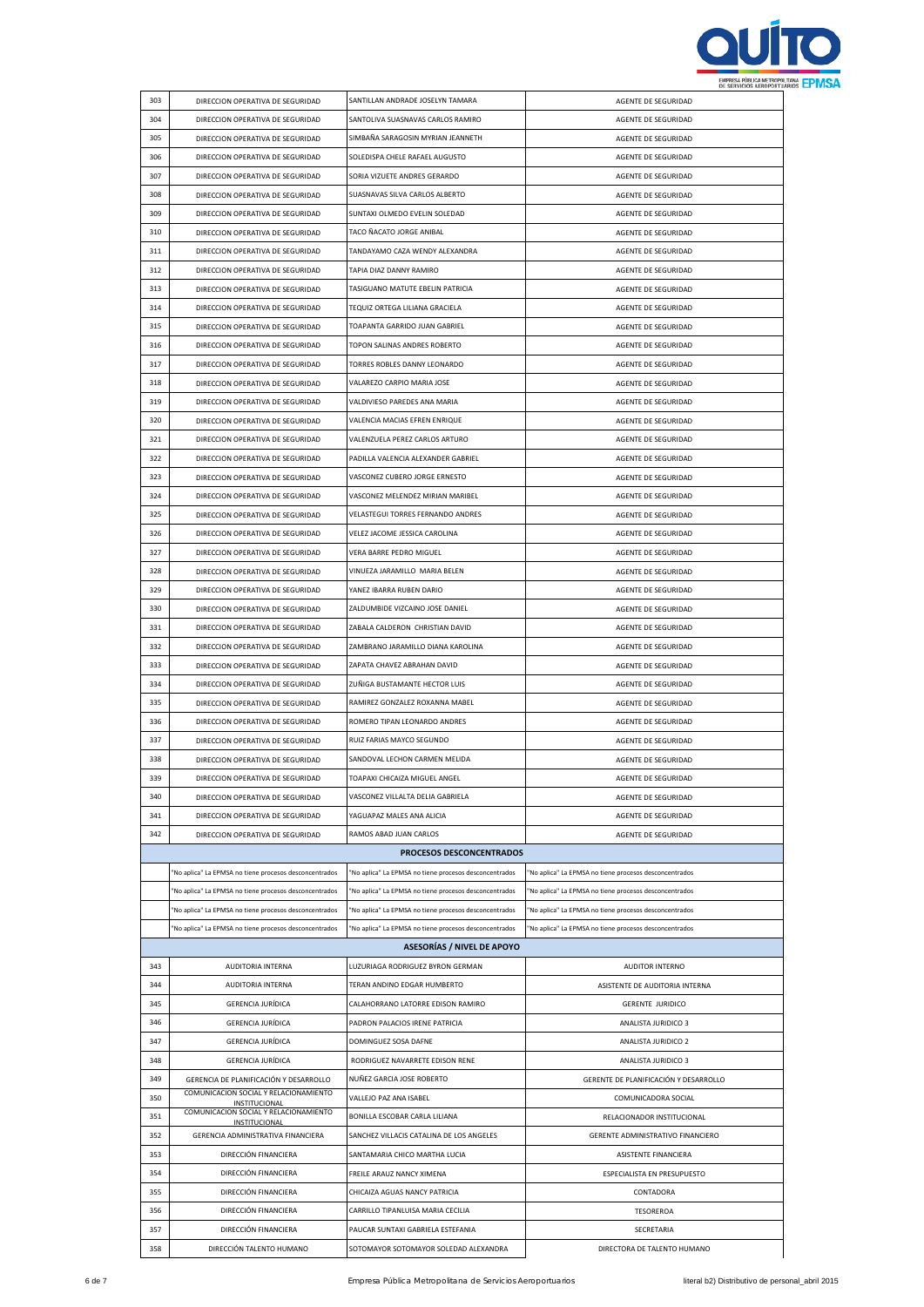| | | | |
|---|---|---|---|
| 303 | DIRECCION OPERATIVA DE SEGURIDAD | SANTILLAN ANDRADE JOSELYN TAMARA | AGENTE DE SEGURIDAD |
| 304 | DIRECCION OPERATIVA DE SEGURIDAD | SANTOLIVA SUASNAVAS CARLOS RAMIRO | AGENTE DE SEGURIDAD |
| 305 | DIRECCION OPERATIVA DE SEGURIDAD | SIMBAÑA SARAGOSIN MYRIAN JEANNETH | AGENTE DE SEGURIDAD |
| 306 | DIRECCION OPERATIVA DE SEGURIDAD | SOLEDISPA CHELE RAFAEL AUGUSTO | AGENTE DE SEGURIDAD |
| 307 | DIRECCION OPERATIVA DE SEGURIDAD | SORIA VIZUETE ANDRES GERARDO | AGENTE DE SEGURIDAD |
| 308 | DIRECCION OPERATIVA DE SEGURIDAD | SUASNAVAS SILVA CARLOS ALBERTO | AGENTE DE SEGURIDAD |
| 309 | DIRECCION OPERATIVA DE SEGURIDAD | SUNTAXI OLMEDO EVELIN SOLEDAD | AGENTE DE SEGURIDAD |
| 310 | DIRECCION OPERATIVA DE SEGURIDAD | TACO ÑACATO JORGE ANIBAL | AGENTE DE SEGURIDAD |
| 311 | DIRECCION OPERATIVA DE SEGURIDAD | TANDAYAMO CAZA WENDY ALEXANDRA | AGENTE DE SEGURIDAD |
| 312 | DIRECCION OPERATIVA DE SEGURIDAD | TAPIA DIAZ DANNY RAMIRO | AGENTE DE SEGURIDAD |
| 313 | DIRECCION OPERATIVA DE SEGURIDAD | TASIGUANO MATUTE EBELIN PATRICIA | AGENTE DE SEGURIDAD |
| 314 | DIRECCION OPERATIVA DE SEGURIDAD | TEQUIZ ORTEGA LILIANA GRACIELA | AGENTE DE SEGURIDAD |
| 315 | DIRECCION OPERATIVA DE SEGURIDAD | TOAPANTA GARRIDO JUAN GABRIEL | AGENTE DE SEGURIDAD |
| 316 | DIRECCION OPERATIVA DE SEGURIDAD | TOPON SALINAS ANDRES ROBERTO | AGENTE DE SEGURIDAD |
| 317 | DIRECCION OPERATIVA DE SEGURIDAD | TORRES ROBLES DANNY LEONARDO | AGENTE DE SEGURIDAD |
| 318 | DIRECCION OPERATIVA DE SEGURIDAD | VALAREZO CARPIO MARIA JOSE | AGENTE DE SEGURIDAD |
| 319 | DIRECCION OPERATIVA DE SEGURIDAD | VALDIVIESO PAREDES ANA MARIA | AGENTE DE SEGURIDAD |
| 320 | DIRECCION OPERATIVA DE SEGURIDAD | VALENCIA MACIAS EFREN ENRIQUE | AGENTE DE SEGURIDAD |
| 321 | DIRECCION OPERATIVA DE SEGURIDAD | VALENZUELA PEREZ CARLOS ARTURO | AGENTE DE SEGURIDAD |
| 322 | DIRECCION OPERATIVA DE SEGURIDAD | PADILLA VALENCIA ALEXANDER GABRIEL | AGENTE DE SEGURIDAD |
| 323 | DIRECCION OPERATIVA DE SEGURIDAD | VASCONEZ CUBERO JORGE ERNESTO | AGENTE DE SEGURIDAD |
| 324 | DIRECCION OPERATIVA DE SEGURIDAD | VASCONEZ MELENDEZ MIRIAN MARIBEL | AGENTE DE SEGURIDAD |
| 325 | DIRECCION OPERATIVA DE SEGURIDAD | VELASTEGUI TORRES FERNANDO ANDRES | AGENTE DE SEGURIDAD |
| 326 | DIRECCION OPERATIVA DE SEGURIDAD | VELEZ JACOME JESSICA CAROLINA | AGENTE DE SEGURIDAD |
| 327 | DIRECCION OPERATIVA DE SEGURIDAD | VERA BARRE PEDRO MIGUEL | AGENTE DE SEGURIDAD |
| 328 | DIRECCION OPERATIVA DE SEGURIDAD | VINUEZA JARAMILLO MARIA BELEN | AGENTE DE SEGURIDAD |
| 329 | DIRECCION OPERATIVA DE SEGURIDAD | YANEZ IBARRA RUBEN DARIO | AGENTE DE SEGURIDAD |
| 330 | DIRECCION OPERATIVA DE SEGURIDAD | ZALDUMBIDE VIZCAINO JOSE DANIEL | AGENTE DE SEGURIDAD |
| 331 | DIRECCION OPERATIVA DE SEGURIDAD | ZABALA CALDERON CHRISTIAN DAVID | AGENTE DE SEGURIDAD |
| 332 | DIRECCION OPERATIVA DE SEGURIDAD | ZAMBRANO JARAMILLO DIANA KAROLINA | AGENTE DE SEGURIDAD |
| 333 | DIRECCION OPERATIVA DE SEGURIDAD | ZAPATA CHAVEZ ABRAHAN DAVID | AGENTE DE SEGURIDAD |
| 334 | DIRECCION OPERATIVA DE SEGURIDAD | ZUÑIGA BUSTAMANTE HECTOR LUIS | AGENTE DE SEGURIDAD |
| 335 | DIRECCION OPERATIVA DE SEGURIDAD | RAMIREZ GONZALEZ ROXANNA MABEL | AGENTE DE SEGURIDAD |
| 336 | DIRECCION OPERATIVA DE SEGURIDAD | ROMERO TIPAN LEONARDO ANDRES | AGENTE DE SEGURIDAD |
| 337 | DIRECCION OPERATIVA DE SEGURIDAD | RUIZ FARIAS MAYCO SEGUNDO | AGENTE DE SEGURIDAD |
| 338 | DIRECCION OPERATIVA DE SEGURIDAD | SANDOVAL LECHON CARMEN MELIDA | AGENTE DE SEGURIDAD |
| 339 | DIRECCION OPERATIVA DE SEGURIDAD | TOAPAXI CHICAIZA MIGUEL ANGEL | AGENTE DE SEGURIDAD |
| 340 | DIRECCION OPERATIVA DE SEGURIDAD | VASCONEZ VILLALTA DELIA GABRIELA | AGENTE DE SEGURIDAD |
| 341 | DIRECCION OPERATIVA DE SEGURIDAD | YAGUAPAZ MALES ANA ALICIA | AGENTE DE SEGURIDAD |
| 342 | DIRECCION OPERATIVA DE SEGURIDAD | RAMOS ABAD JUAN CARLOS | AGENTE DE SEGURIDAD |
| | **PROCESOS DESCONCENTRADOS** | | |
| | "No aplica" La EPMSA no tiene procesos desconcentrados | "No aplica" La EPMSA no tiene procesos desconcentrados | "No aplica" La EPMSA no tiene procesos desconcentrados |
| | "No aplica" La EPMSA no tiene procesos desconcentrados | "No aplica" La EPMSA no tiene procesos desconcentrados | "No aplica" La EPMSA no tiene procesos desconcentrados |
| | "No aplica" La EPMSA no tiene procesos desconcentrados | "No aplica" La EPMSA no tiene procesos desconcentrados | "No aplica" La EPMSA no tiene procesos desconcentrados |
| | "No aplica" La EPMSA no tiene procesos desconcentrados | "No aplica" La EPMSA no tiene procesos desconcentrados | "No aplica" La EPMSA no tiene procesos desconcentrados |
| | **ASESORÍAS / NIVEL DE APOYO** | | |
| 343 | AUDITORIA INTERNA | LUZURIAGA RODRIGUEZ BYRON GERMAN | AUDITOR INTERNO |
| 344 | AUDITORIA INTERNA | TERAN ANDINO EDGAR HUMBERTO | ASISTENTE DE AUDITORIA INTERNA |
| 345 | GERENCIA JURÍDICA | CALAHORRANO LATORRE EDISON RAMIRO | GERENTE JURIDICO |
| 346 | GERENCIA JURÍDICA | PADRON PALACIOS IRENE PATRICIA | ANALISTA JURIDICO 3 |
| 347 | GERENCIA JURÍDICA | DOMINGUEZ SOSA DAFNE | ANALISTA JURIDICO 2 |
| 348 | GERENCIA JURÍDICA | RODRIGUEZ NAVARRETE EDISON RENE | ANALISTA JURIDICO 3 |
| 349 | GERENCIA DE PLANIFICACIÓN Y DESARROLLO | NUÑEZ GARCIA JOSE ROBERTO | GERENTE DE PLANIFICACIÓN Y DESARROLLO |
| 350 | COMUNICACION SOCIAL Y RELACIONAMIENTO INSTITUCIONAL | VALLEJO PAZ ANA ISABEL | COMUNICADORA SOCIAL |
| 351 | COMUNICACION SOCIAL Y RELACIONAMIENTO INSTITUCIONAL | BONILLA ESCOBAR CARLA LILIANA | RELACIONADOR INSTITUCIONAL |
| 352 | GERENCIA ADMINISTRATIVA FINANCIERA | SANCHEZ VILLACIS CATALINA DE LOS ANGELES | GERENTE ADMINISTRATIVO FINANCIERO |
| 353 | DIRECCIÓN FINANCIERA | SANTAMARIA CHICO MARTHA LUCIA | ASISTENTE FINANCIERA |
| 354 | DIRECCIÓN FINANCIERA | FREILE ARAUZ NANCY XIMENA | ESPECIALISTA EN PRESUPUESTO |
| 355 | DIRECCIÓN FINANCIERA | CHICAIZA AGUAS NANCY PATRICIA | CONTADORA |
| 356 | DIRECCIÓN FINANCIERA | CARRILLO TIPANLUISA MARIA CECILIA | TESOREROA |
| 357 | DIRECCIÓN FINANCIERA | PAUCAR SUNTAXI GABRIELA ESTEFANIA | SECRETARIA |
| 358 | DIRECCIÓN TALENTO HUMANO | SOTOMAYOR SOTOMAYOR SOLEDAD ALEXANDRA | DIRECTORA DE TALENTO HUMANO |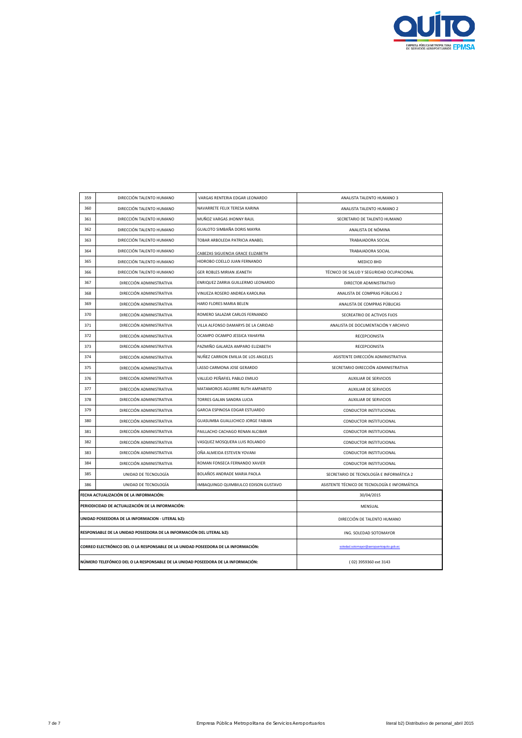| | | | |
|---|---|---|---|
| 359 | DIRECCIÓN TALENTO HUMANO | VARGAS RENTERIA EDGAR LEONARDO | ANALISTA TALENTO HUMANO 3 |
| 360 | DIRECCIÓN TALENTO HUMANO | NAVARRETE FELIX TERESA KARINA | ANALISTA TALENTO HUMANO 2 |
| 361 | DIRECCIÓN TALENTO HUMANO | MUÑOZ VARGAS JHONNY RAUL | SECRETARIO DE TALENTO HUMANO |
| 362 | DIRECCIÓN TALENTO HUMANO | GUALOTO SIMBAÑA DORIS MAYRA | ANALISTA DE NÓMINA |
| 363 | DIRECCIÓN TALENTO HUMANO | TOBAR ARBOLEDA PATRICIA ANABEL | TRABAJADORA SOCIAL |
| 364 | DIRECCIÓN TALENTO HUMANO | CABEZAS SIGUENCIA GRACE ELIZABETH | TRABAJADORA SOCIAL |
| 365 | DIRECCIÓN TALENTO HUMANO | HIDROBO COELLO JUAN FERNANDO | MEDICO 8HD |
| 366 | DIRECCIÓN TALENTO HUMANO | GER ROBLES MIRIAN JEANETH | TÉCNICO DE SALUD Y SEGURIDAD OCUPACIONAL |
| 367 | DIRECCIÓN ADMINISTRATIVA | ENRIQUEZ ZARRIA GUILLERMO LEONARDO | DIRECTOR ADMINISTRATIVO |
| 368 | DIRECCIÓN ADMINISTRATIVA | VINUEZA ROSERO ANDREA KAROLINA | ANALISTA DE COMPRAS PÚBLICAS 2 |
| 369 | DIRECCIÓN ADMINISTRATIVA | HARO FLORES MARIA BELEN | ANALISTA DE COMPRAS PÚBLICAS |
| 370 | DIRECCIÓN ADMINISTRATIVA | ROMERO SALAZAR CARLOS FERNANDO | SECREATRIO DE ACTIVOS FIJOS |
| 371 | DIRECCIÓN ADMINISTRATIVA | VILLA ALFONSO DAMARYS DE LA CARIDAD | ANALISTA DE DOCUMENTACIÓN Y ARCHIVO |
| 372 | DIRECCIÓN ADMINISTRATIVA | OCAMPO OCAMPO JESSICA YAHAYRA | RECEPCIONISTA |
| 373 | DIRECCIÓN ADMINISTRATIVA | PAZMIÑO GALARZA AMPARO ELIZABETH | RECEPCIONISTA |
| 374 | DIRECCIÓN ADMINISTRATIVA | NUÑEZ CARRION EMILIA DE LOS ANGELES | ASISTENTE DIRECCIÓN ADMINISTRATIVA |
| 375 | DIRECCIÓN ADMINISTRATIVA | LASSO CARMONA JOSE GERARDO | SECRETARIO DIRECCIÓN ADMINISTRATIVA |
| 376 | DIRECCIÓN ADMINISTRATIVA | VALLEJO PEÑAFIEL PABLO EMILIO | AUXILIAR DE SERVICIOS |
| 377 | DIRECCIÓN ADMINISTRATIVA | MATAMOROS AGUIRRE RUTH AMPARITO | AUXILIAR DE SERVICIOS |
| 378 | DIRECCIÓN ADMINISTRATIVA | TORRES GALAN SANDRA LUCIA | AUXILIAR DE SERVICIOS |
| 379 | DIRECCIÓN ADMINISTRATIVA | GARCIA ESPINOSA EDGAR ESTUARDO | CONDUCTOR INSTITUCIONAL |
| 380 | DIRECCIÓN ADMINISTRATIVA | GUASUMBA GUALLICHICO JORGE FABIAN | CONDUCTOR INSTITUCIONAL |
| 381 | DIRECCIÓN ADMINISTRATIVA | PAILLACHO CACHAGO RENAN ALCIBAR | CONDUCTOR INSTITUCIONAL |
| 382 | DIRECCIÓN ADMINISTRATIVA | VASQUEZ MOSQUERA LUIS ROLANDO | CONDUCTOR INSTITUCIONAL |
| 383 | DIRECCIÓN ADMINISTRATIVA | OÑA ALMEIDA ESTEVEN YOVANI | CONDUCTOR INSTITUCIONAL |
| 384 | DIRECCIÓN ADMINISTRATIVA | ROMAN FONSECA FERNANDO XAVIER | CONDUCTOR INSTITUCIONAL |
| 385 | UNIDAD DE TECNOLOGÍA | BOLAÑOS ANDRADE MARIA PAOLA | SECRETARIO DE TECNOLOGÍA E INFORMÁTICA 2 |
| 386 | UNIDAD DE TECNOLOGÍA | IMBAQUINGO QUIMBIULCO EDISON GUSTAVO | ASISTENTE TÉCNICO DE TECNOLOGÍA E INFORMÁTICA |

| | |
|---|---|
| **FECHA ACTUALIZACIÓN DE LA INFORMACIÓN:** | 30/04/2015 |
| **PERIODICIDAD DE ACTUALIZACIÓN DE LA INFORMACIÓN:** | MENSUAL |
| **UNIDAD POSEEDORA DE LA INFORMACION - LITERAL b2):** | DIRECCIÓN DE TALENTO HUMANO |
| **RESPONSABLE DE LA UNIDAD POSEEDORA DE LA INFORMACIÓN DEL LITERAL b2):** | ING. SOLEDAD SOTOMAYOR |
| **CORREO ELECTRÓNICO DEL O LA RESPONSABLE DE LA UNIDAD POSEEDORA DE LA INFORMACIÓN:** | soledad.sotomayor@aeropuertoquito.gob.ec |
| **NÚMERO TELEFÓNICO DEL O LA RESPONSABLE DE LA UNIDAD POSEEDORA DE LA INFORMACIÓN:** | (02) 3959360 ext 3143 |